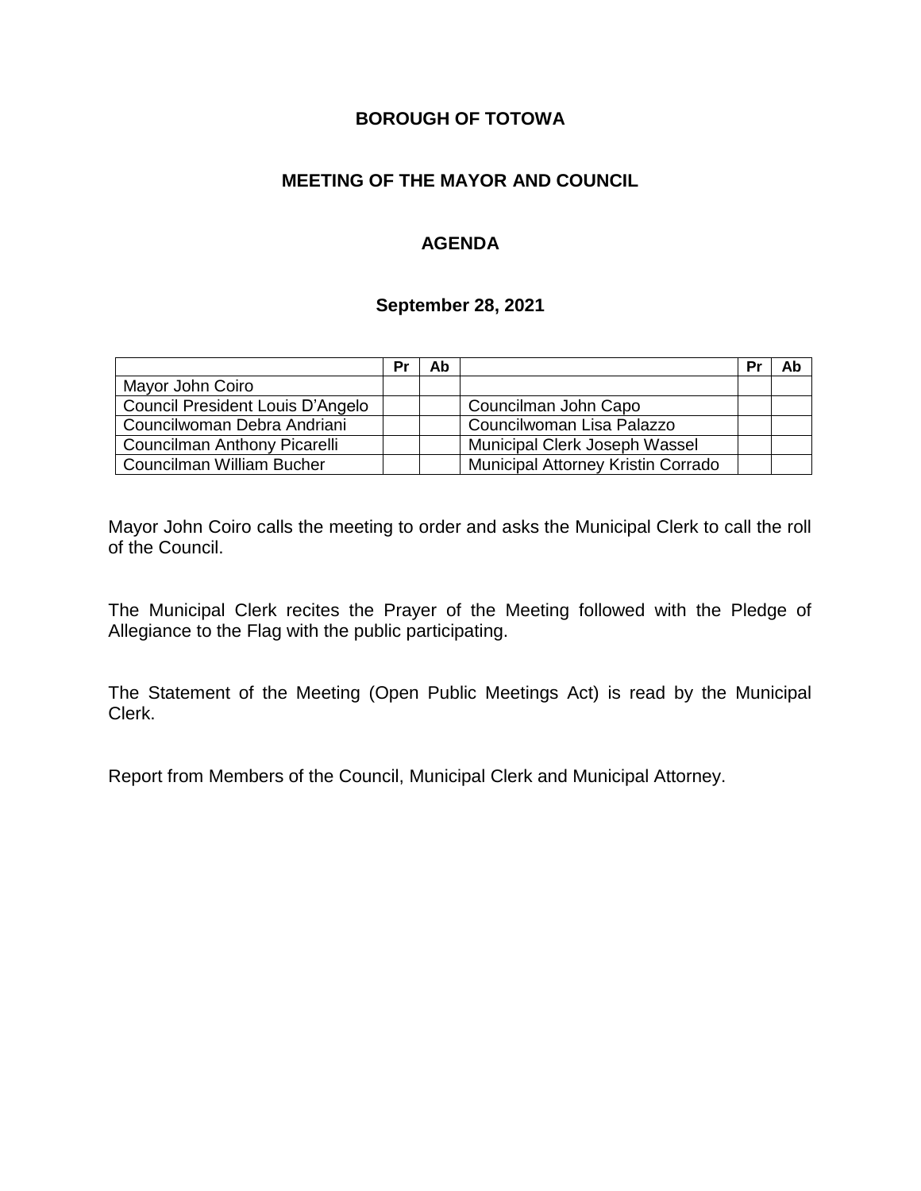# BOROUGH OF TOTOWA

## MEETING OF THE MAYOR AND COUNCIL

## AGENDA

### September 28, 2021

| | Pr | Ab | | Pr | Ab |
|---|---|---|---|---|---|
| Mayor John Coiro | | | | | |
| Council President Louis D'Angelo | | | Councilman John Capo | | |
| Councilwoman Debra Andriani | | | Councilwoman Lisa Palazzo | | |
| Councilman Anthony Picarelli | | | Municipal Clerk Joseph Wassel | | |
| Councilman William Bucher | | | Municipal Attorney Kristin Corrado | | |

Mayor John Coiro calls the meeting to order and asks the Municipal Clerk to call the roll of the Council.

The Municipal Clerk recites the Prayer of the Meeting followed with the Pledge of Allegiance to the Flag with the public participating.

The Statement of the Meeting (Open Public Meetings Act) is read by the Municipal Clerk.

Report from Members of the Council, Municipal Clerk and Municipal Attorney.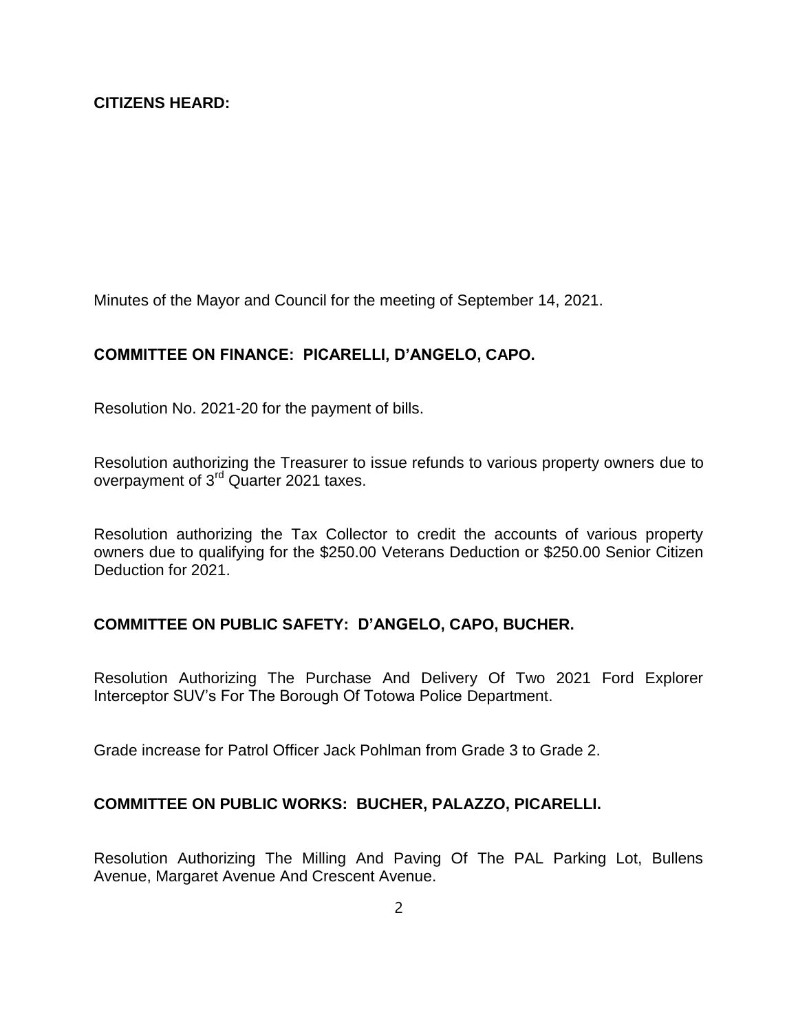**CITIZENS HEARD:**

Minutes of the Mayor and Council for the meeting of September 14, 2021.

**COMMITTEE ON FINANCE: PICARELLI, D'ANGELO, CAPO.**

Resolution No. 2021-20 for the payment of bills.

Resolution authorizing the Treasurer to issue refunds to various property owners due to overpayment of 3rd Quarter 2021 taxes.

Resolution authorizing the Tax Collector to credit the accounts of various property owners due to qualifying for the $250.00 Veterans Deduction or $250.00 Senior Citizen Deduction for 2021.

**COMMITTEE ON PUBLIC SAFETY: D'ANGELO, CAPO, BUCHER.**

Resolution Authorizing The Purchase And Delivery Of Two 2021 Ford Explorer Interceptor SUV's For The Borough Of Totowa Police Department.

Grade increase for Patrol Officer Jack Pohlman from Grade 3 to Grade 2.

**COMMITTEE ON PUBLIC WORKS: BUCHER, PALAZZO, PICARELLI.**

Resolution Authorizing The Milling And Paving Of The PAL Parking Lot, Bullens Avenue, Margaret Avenue And Crescent Avenue.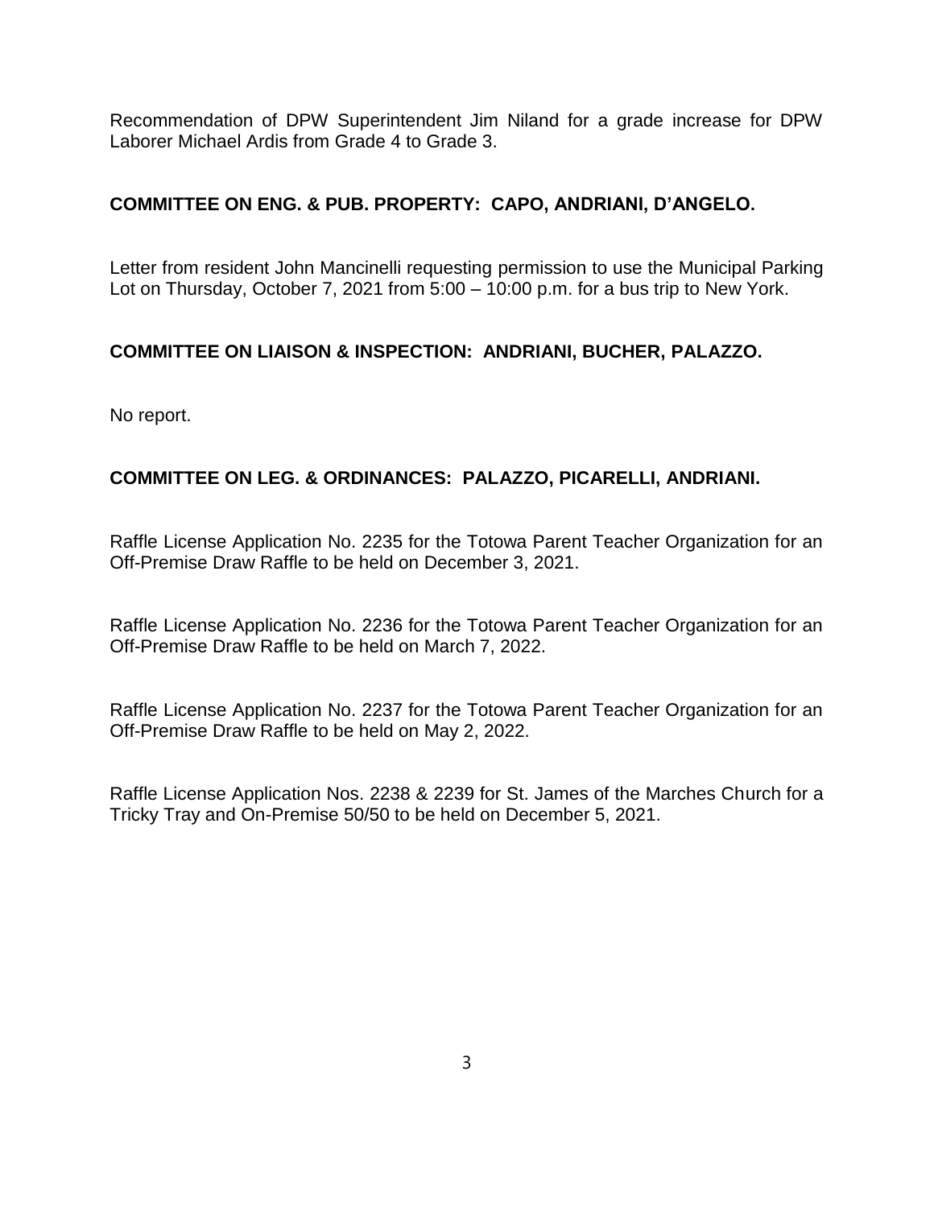Recommendation of DPW Superintendent Jim Niland for a grade increase for DPW Laborer Michael Ardis from Grade 4 to Grade 3.

**COMMITTEE ON ENG. & PUB. PROPERTY: CAPO, ANDRIANI, D'ANGELO.**

Letter from resident John Mancinelli requesting permission to use the Municipal Parking Lot on Thursday, October 7, 2021 from 5:00 – 10:00 p.m. for a bus trip to New York.

**COMMITTEE ON LIAISON & INSPECTION: ANDRIANI, BUCHER, PALAZZO.**

No report.

**COMMITTEE ON LEG. & ORDINANCES: PALAZZO, PICARELLI, ANDRIANI.**

Raffle License Application No. 2235 for the Totowa Parent Teacher Organization for an Off-Premise Draw Raffle to be held on December 3, 2021.

Raffle License Application No. 2236 for the Totowa Parent Teacher Organization for an Off-Premise Draw Raffle to be held on March 7, 2022.

Raffle License Application No. 2237 for the Totowa Parent Teacher Organization for an Off-Premise Draw Raffle to be held on May 2, 2022.

Raffle License Application Nos. 2238 & 2239 for St. James of the Marches Church for a Tricky Tray and On-Premise 50/50 to be held on December 5, 2021.